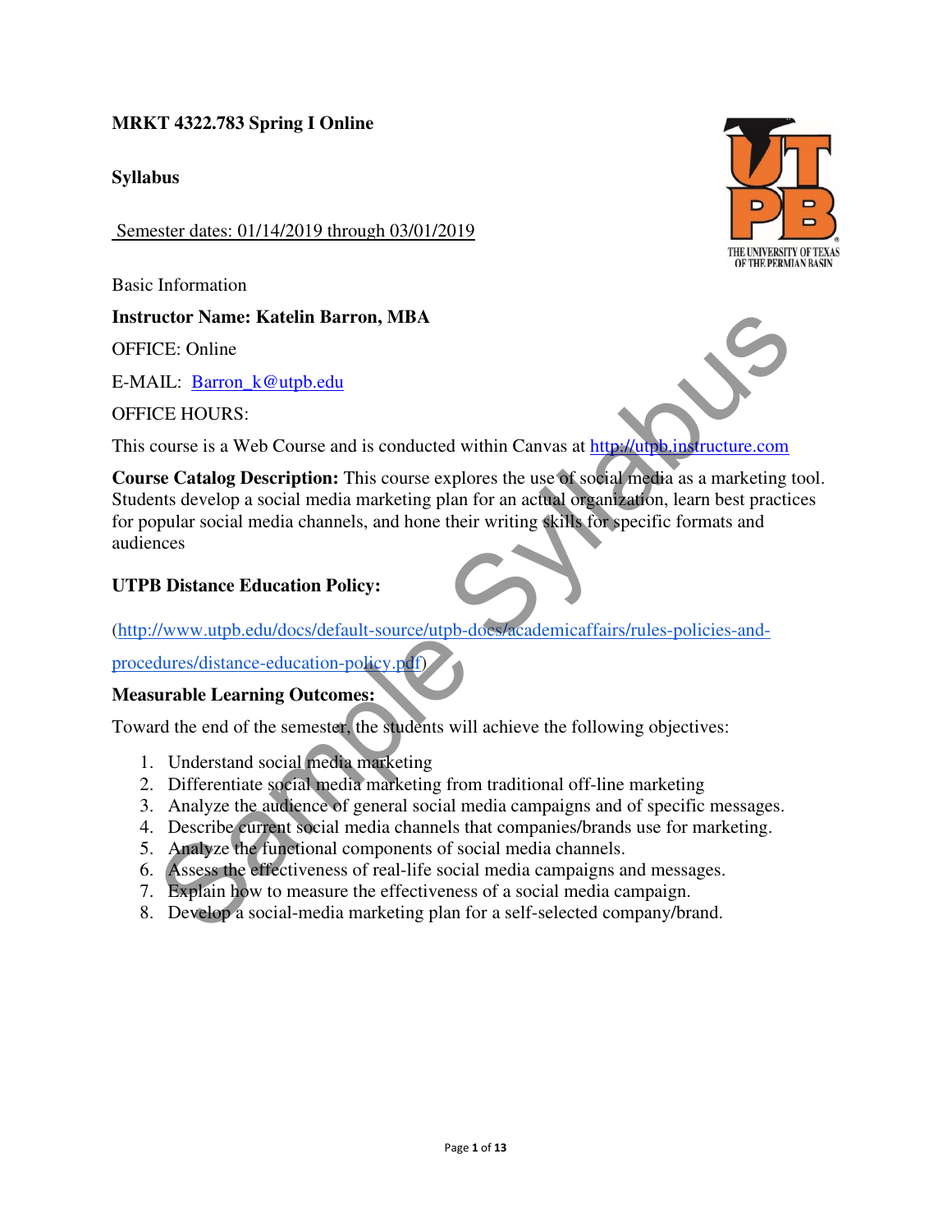**MRKT 4322.783 Spring I Online**

**Syllabus**

Semester dates: 01/14/2019 through 03/01/2019

Basic Information

**Instructor Name: Katelin Barron, MBA**

OFFICE: Online

E-MAIL: Barron_k@utpb.edu

OFFICE HOURS:

This course is a Web Course and is conducted within Canvas at http://utpb.instructure.com

**Course Catalog Description:** This course explores the use of social media as a marketing tool. Students develop a social media marketing plan for an actual organization, learn best practices for popular social media channels, and hone their writing skills for specific formats and audiences

**UTPB Distance Education Policy:**

(http://www.utpb.edu/docs/default-source/utpb-docs/academicaffairs/rules-policies-and-procedures/distance-education-policy.pdf)

**Measurable Learning Outcomes:**

Toward the end of the semester, the students will achieve the following objectives:

1. Understand social media marketing
2. Differentiate social media marketing from traditional off-line marketing
3. Analyze the audience of general social media campaigns and of specific messages.
4. Describe current social media channels that companies/brands use for marketing.
5. Analyze the functional components of social media channels.
6. Assess the effectiveness of real-life social media campaigns and messages.
7. Explain how to measure the effectiveness of a social media campaign.
8. Develop a social-media marketing plan for a self-selected company/brand.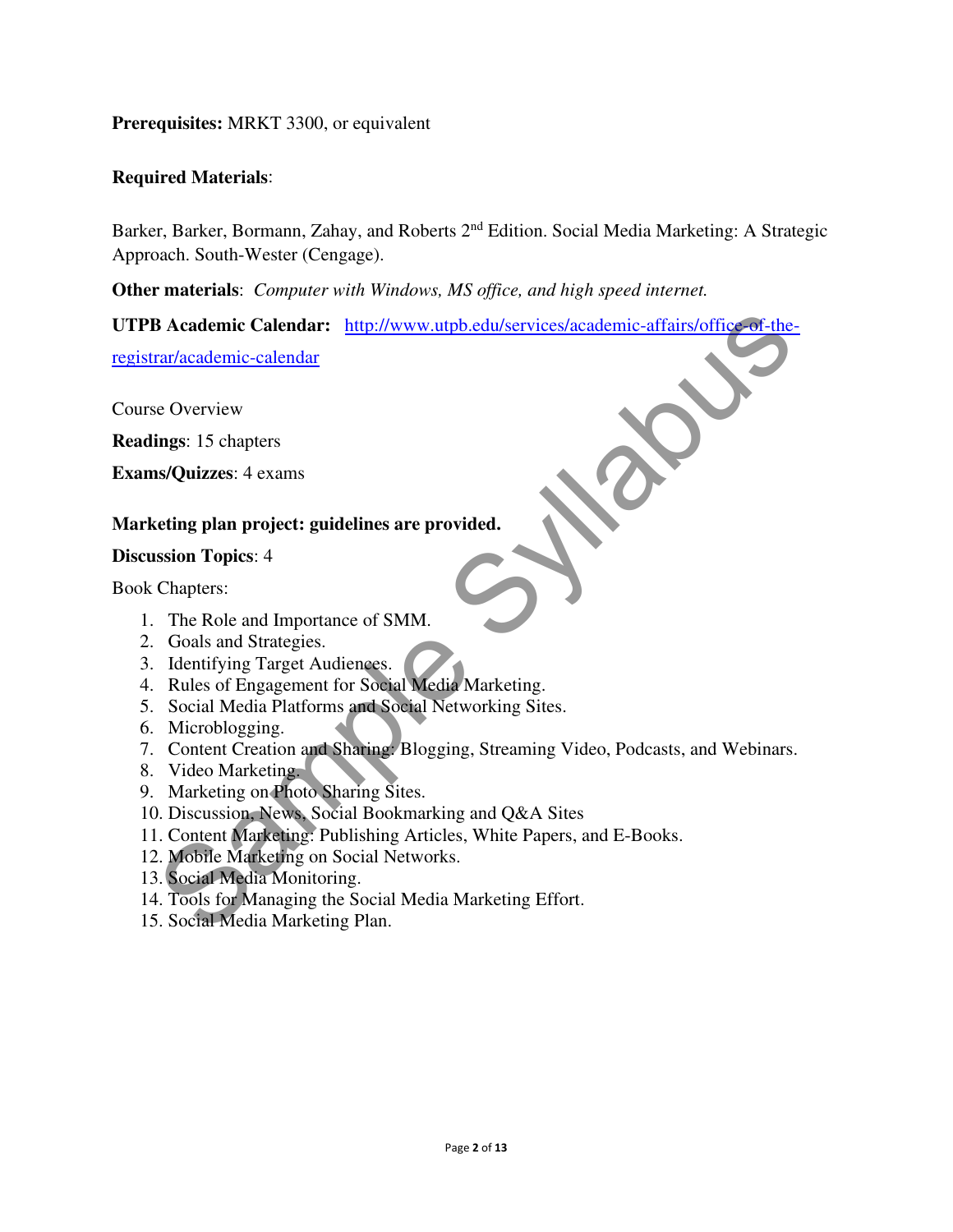**Prerequisites:** MRKT 3300, or equivalent

**Required Materials**:

Barker, Barker, Bormann, Zahay, and Roberts 2nd Edition. Social Media Marketing: A Strategic Approach. South-Wester (Cengage).

**Other materials**: *Computer with Windows, MS office, and high speed internet.*

**UTPB Academic Calendar:** [http://www.utpb.edu/services/academic-affairs/office-of-the-registrar/academic-calendar](http://www.utpb.edu/services/academic-affairs/office-of-the-registrar/academic-calendar)

Course Overview

**Readings**: 15 chapters

**Exams/Quizzes**: 4 exams

**Marketing plan project: guidelines are provided.**

**Discussion Topics**: 4

Book Chapters:

1. The Role and Importance of SMM.
2. Goals and Strategies.
3. Identifying Target Audiences.
4. Rules of Engagement for Social Media Marketing.
5. Social Media Platforms and Social Networking Sites.
6. Microblogging.
7. Content Creation and Sharing: Blogging, Streaming Video, Podcasts, and Webinars.
8. Video Marketing.
9. Marketing on Photo Sharing Sites.
10. Discussion, News, Social Bookmarking and Q&A Sites
11. Content Marketing: Publishing Articles, White Papers, and E-Books.
12. Mobile Marketing on Social Networks.
13. Social Media Monitoring.
14. Tools for Managing the Social Media Marketing Effort.
15. Social Media Marketing Plan.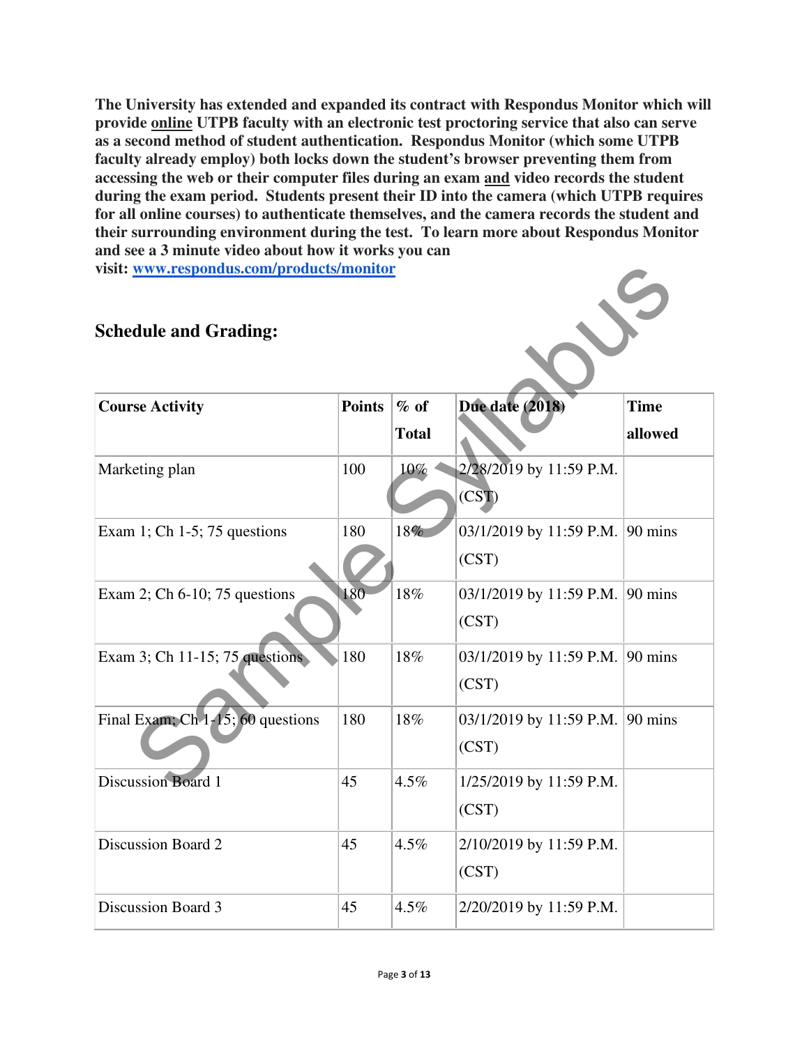**The University has extended and expanded its contract with Respondus Monitor which will provide online UTPB faculty with an electronic test proctoring service that also can serve as a second method of student authentication. Respondus Monitor (which some UTPB faculty already employ) both locks down the student's browser preventing them from accessing the web or their computer files during an exam and video records the student during the exam period. Students present their ID into the camera (which UTPB requires for all online courses) to authenticate themselves, and the camera records the student and their surrounding environment during the test. To learn more about Respondus Monitor and see a 3 minute video about how it works you can visit: [www.respondus.com/products/monitor](www.respondus.com/products/monitor)**

## Schedule and Grading:

| Course Activity | Points | % of Total | Due date (2018) | Time allowed |
|---|---|---|---|---|
| Marketing plan | 100 | 10% | 2/28/2019 by 11:59 P.M. (CST) | |
| Exam 1; Ch 1-5; 75 questions | 180 | 18% | 03/1/2019 by 11:59 P.M. (CST) | 90 mins |
| Exam 2; Ch 6-10; 75 questions | 180 | 18% | 03/1/2019 by 11:59 P.M. (CST) | 90 mins |
| Exam 3; Ch 11-15; 75 questions | 180 | 18% | 03/1/2019 by 11:59 P.M. (CST) | 90 mins |
| Final Exam; Ch 1-15; 60 questions | 180 | 18% | 03/1/2019 by 11:59 P.M. (CST) | 90 mins |
| Discussion Board 1 | 45 | 4.5% | 1/25/2019 by 11:59 P.M. (CST) | |
| Discussion Board 2 | 45 | 4.5% | 2/10/2019 by 11:59 P.M. (CST) | |
| Discussion Board 3 | 45 | 4.5% | 2/20/2019 by 11:59 P.M. | |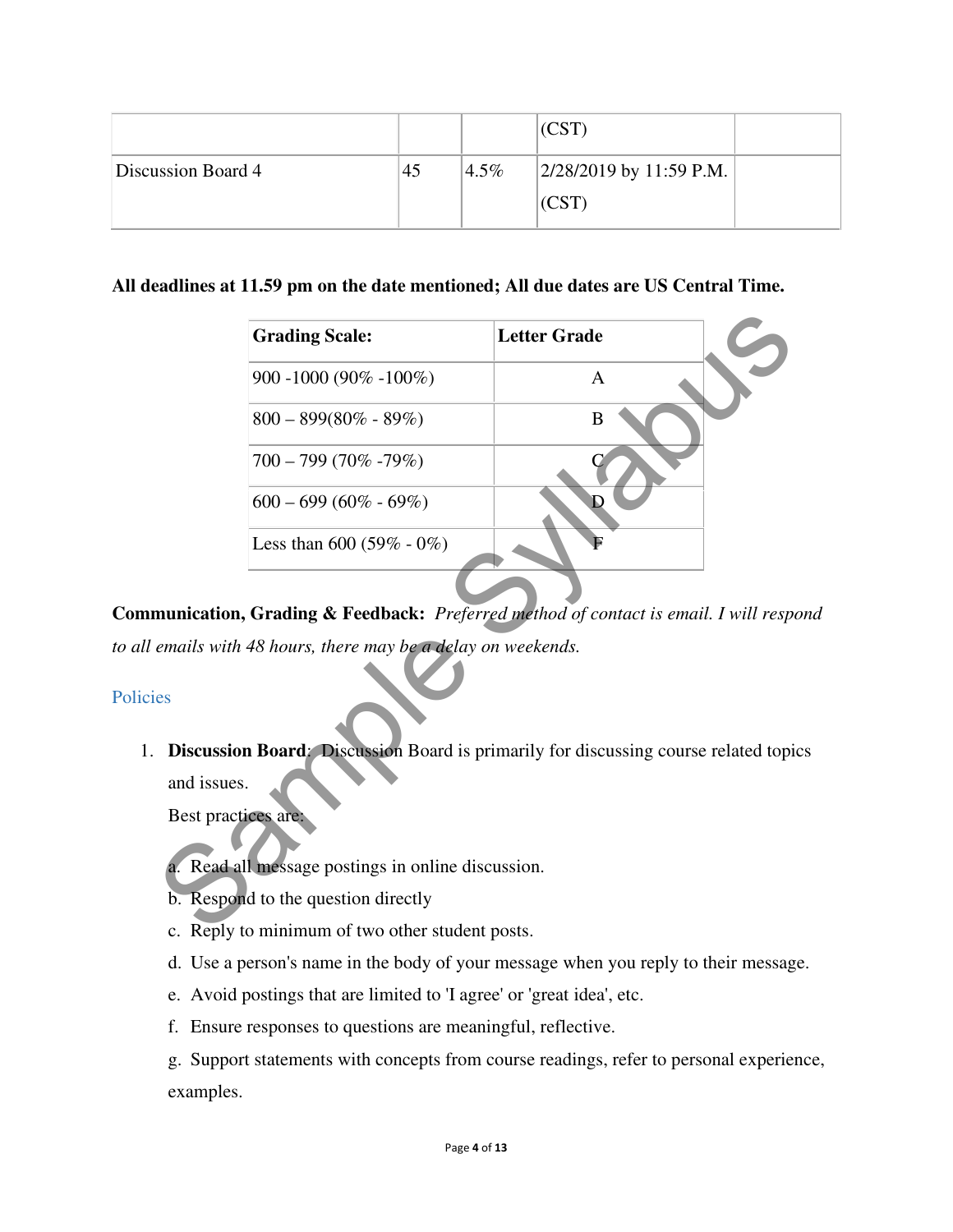| | | | (CST) | |
|---|---|---|---|---|
| Discussion Board 4 | 45 | 4.5% | 2/28/2019 by 11:59 P.M. (CST) | |

**All deadlines at 11.59 pm on the date mentioned; All due dates are US Central Time.**

| Grading Scale: | Letter Grade |
|---|---|
| 900 -1000 (90% -100%) | A |
| 800 – 899(80% - 89%) | B |
| 700 – 799 (70% -79%) | C |
| 600 – 699 (60% - 69%) | D |
| Less than 600 (59% - 0%) | F |

**Communication, Grading & Feedback:** *Preferred method of contact is email. I will respond to all emails with 48 hours, there may be a delay on weekends.*

## Policies

1. **Discussion Board**: Discussion Board is primarily for discussing course related topics and issues.

   Best practices are:

   a. Read all message postings in online discussion.
   b. Respond to the question directly
   c. Reply to minimum of two other student posts.
   d. Use a person's name in the body of your message when you reply to their message.
   e. Avoid postings that are limited to 'I agree' or 'great idea', etc.
   f. Ensure responses to questions are meaningful, reflective.
   g. Support statements with concepts from course readings, refer to personal experience, examples.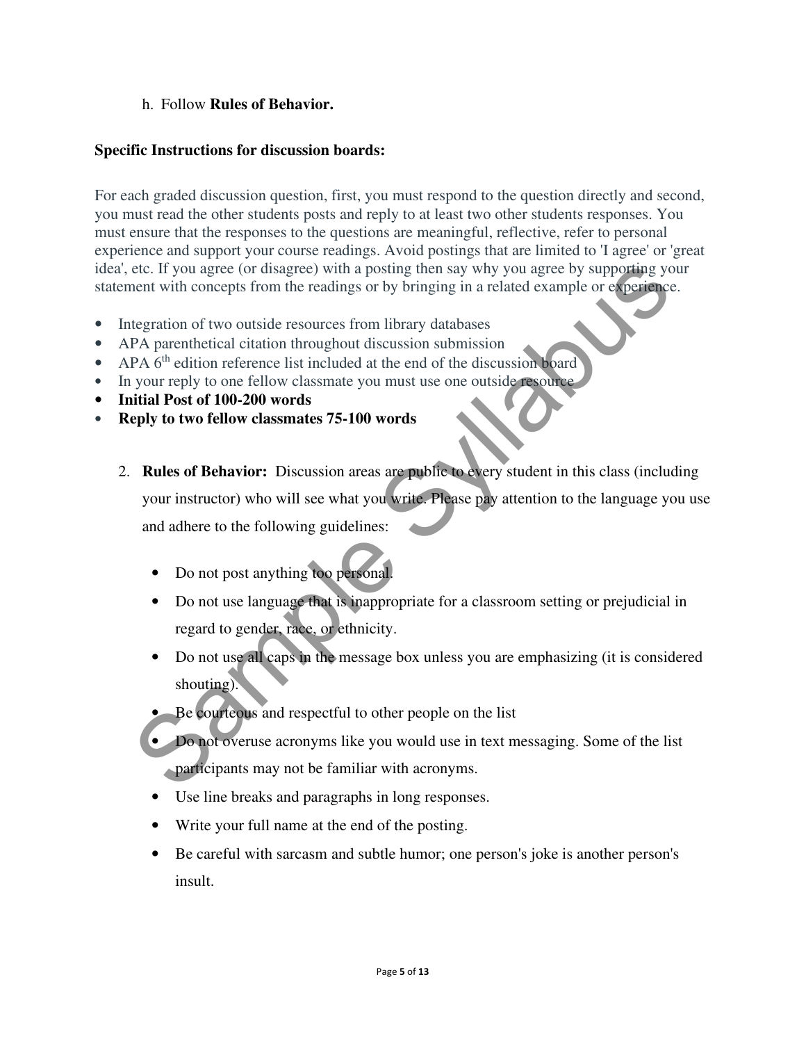h. Follow **Rules of Behavior.**

**Specific Instructions for discussion boards:**

For each graded discussion question, first, you must respond to the question directly and second, you must read the other students posts and reply to at least two other students responses. You must ensure that the responses to the questions are meaningful, reflective, refer to personal experience and support your course readings. Avoid postings that are limited to 'I agree' or 'great idea', etc. If you agree (or disagree) with a posting then say why you agree by supporting your statement with concepts from the readings or by bringing in a related example or experience.

- Integration of two outside resources from library databases
- APA parenthetical citation throughout discussion submission
- APA 6th edition reference list included at the end of the discussion board
- In your reply to one fellow classmate you must use one outside resource
- **Initial Post of 100-200 words**
- **Reply to two fellow classmates 75-100 words**

2. **Rules of Behavior:** Discussion areas are public to every student in this class (including your instructor) who will see what you write. Please pay attention to the language you use and adhere to the following guidelines:

   - Do not post anything too personal.
   - Do not use language that is inappropriate for a classroom setting or prejudicial in regard to gender, race, or ethnicity.
   - Do not use all caps in the message box unless you are emphasizing (it is considered shouting).
   - Be courteous and respectful to other people on the list
   - Do not overuse acronyms like you would use in text messaging. Some of the list participants may not be familiar with acronyms.
   - Use line breaks and paragraphs in long responses.
   - Write your full name at the end of the posting.
   - Be careful with sarcasm and subtle humor; one person's joke is another person's insult.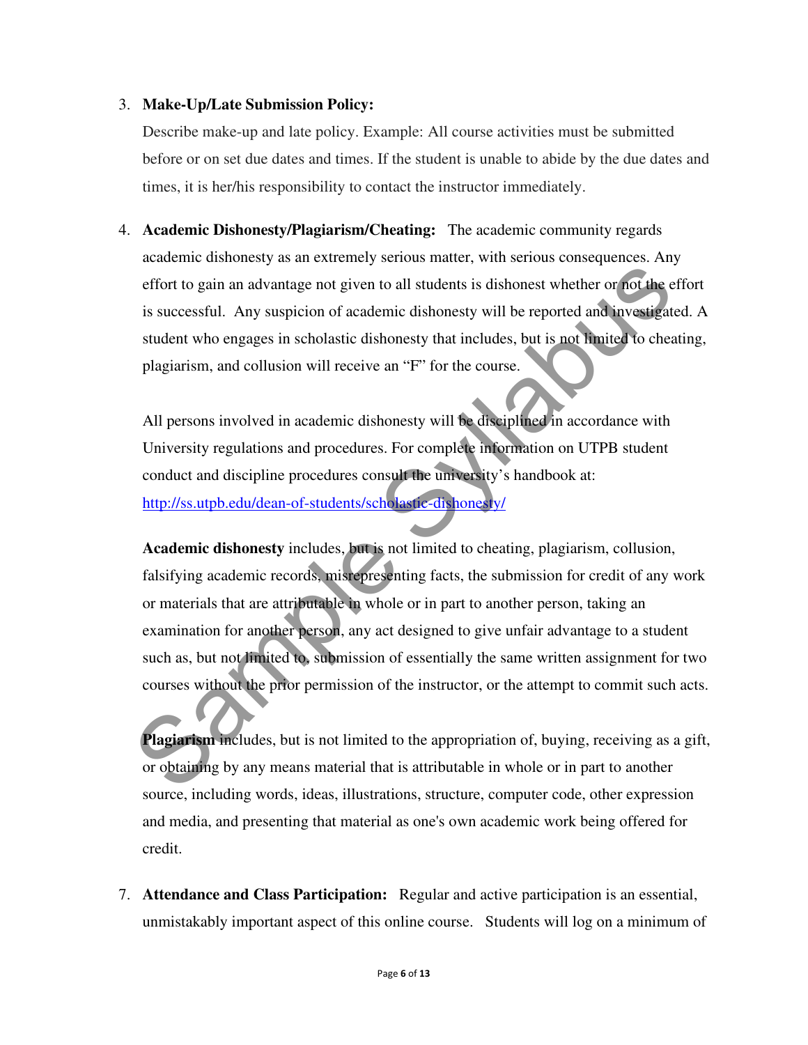3. **Make-Up/Late Submission Policy:**

   Describe make-up and late policy. Example: All course activities must be submitted before or on set due dates and times. If the student is unable to abide by the due dates and times, it is her/his responsibility to contact the instructor immediately.

4. **Academic Dishonesty/Plagiarism/Cheating:** The academic community regards academic dishonesty as an extremely serious matter, with serious consequences. Any effort to gain an advantage not given to all students is dishonest whether or not the effort is successful. Any suspicion of academic dishonesty will be reported and investigated. A student who engages in scholastic dishonesty that includes, but is not limited to cheating, plagiarism, and collusion will receive an "F" for the course.

   All persons involved in academic dishonesty will be disciplined in accordance with University regulations and procedures. For complete information on UTPB student conduct and discipline procedures consult the university's handbook at: [http://ss.utpb.edu/dean-of-students/scholastic-dishonesty/](http://ss.utpb.edu/dean-of-students/scholastic-dishonesty/)

   **Academic dishonesty** includes, but is not limited to cheating, plagiarism, collusion, falsifying academic records, misrepresenting facts, the submission for credit of any work or materials that are attributable in whole or in part to another person, taking an examination for another person, any act designed to give unfair advantage to a student such as, but not limited to, submission of essentially the same written assignment for two courses without the prior permission of the instructor, or the attempt to commit such acts.

   **Plagiarism** includes, but is not limited to the appropriation of, buying, receiving as a gift, or obtaining by any means material that is attributable in whole or in part to another source, including words, ideas, illustrations, structure, computer code, other expression and media, and presenting that material as one's own academic work being offered for credit.

7. **Attendance and Class Participation:** Regular and active participation is an essential, unmistakably important aspect of this online course. Students will log on a minimum of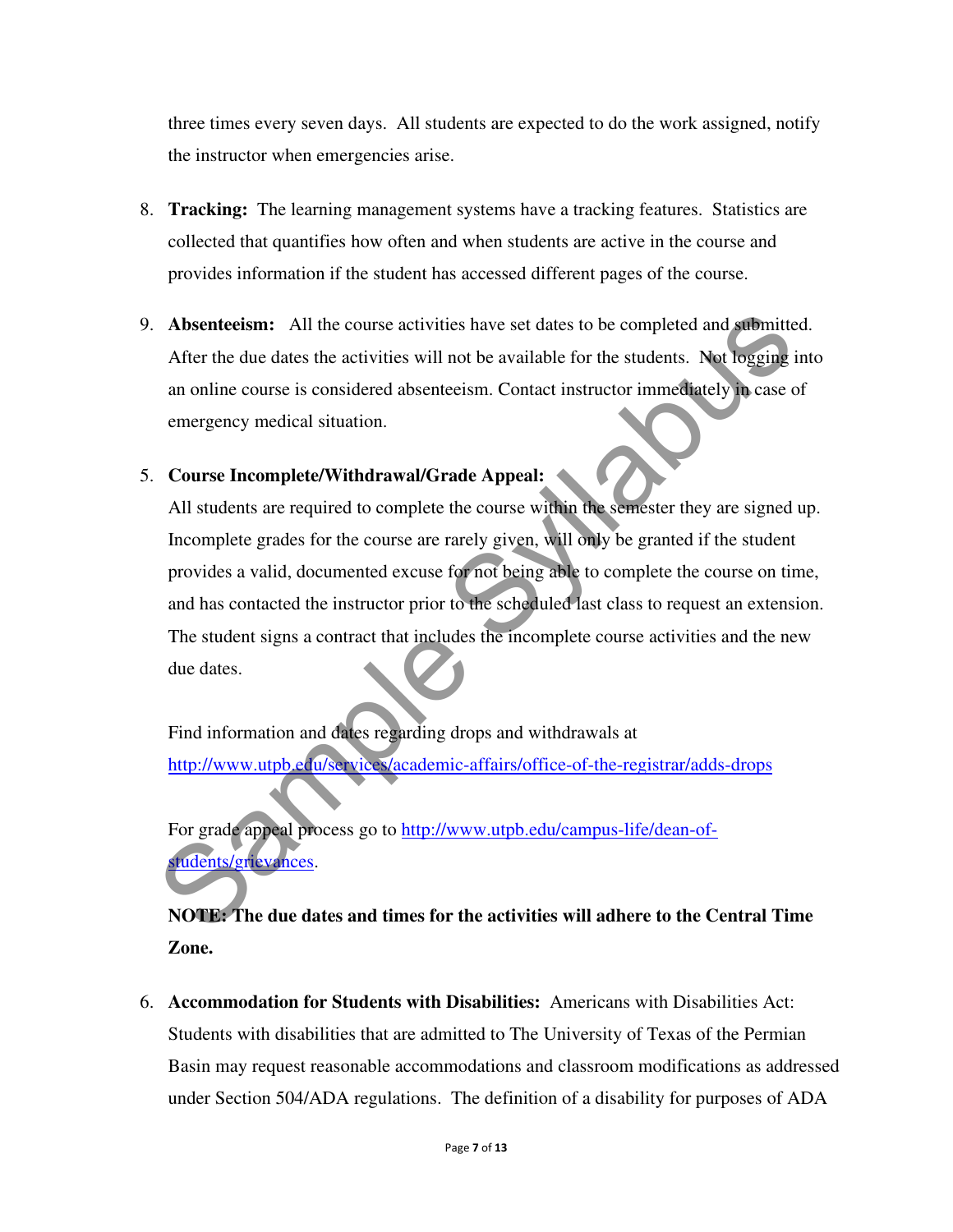three times every seven days. All students are expected to do the work assigned, notify the instructor when emergencies arise.

8. **Tracking:** The learning management systems have a tracking features. Statistics are collected that quantifies how often and when students are active in the course and provides information if the student has accessed different pages of the course.

9. **Absenteeism:** All the course activities have set dates to be completed and submitted. After the due dates the activities will not be available for the students. Not logging into an online course is considered absenteeism. Contact instructor immediately in case of emergency medical situation.

5. **Course Incomplete/Withdrawal/Grade Appeal:**
   All students are required to complete the course within the semester they are signed up. Incomplete grades for the course are rarely given, will only be granted if the student provides a valid, documented excuse for not being able to complete the course on time, and has contacted the instructor prior to the scheduled last class to request an extension. The student signs a contract that includes the incomplete course activities and the new due dates.

   Find information and dates regarding drops and withdrawals at http://www.utpb.edu/services/academic-affairs/office-of-the-registrar/adds-drops

   For grade appeal process go to http://www.utpb.edu/campus-life/dean-of-students/grievances.

   **NOTE: The due dates and times for the activities will adhere to the Central Time Zone.**

6. **Accommodation for Students with Disabilities:** Americans with Disabilities Act: Students with disabilities that are admitted to The University of Texas of the Permian Basin may request reasonable accommodations and classroom modifications as addressed under Section 504/ADA regulations. The definition of a disability for purposes of ADA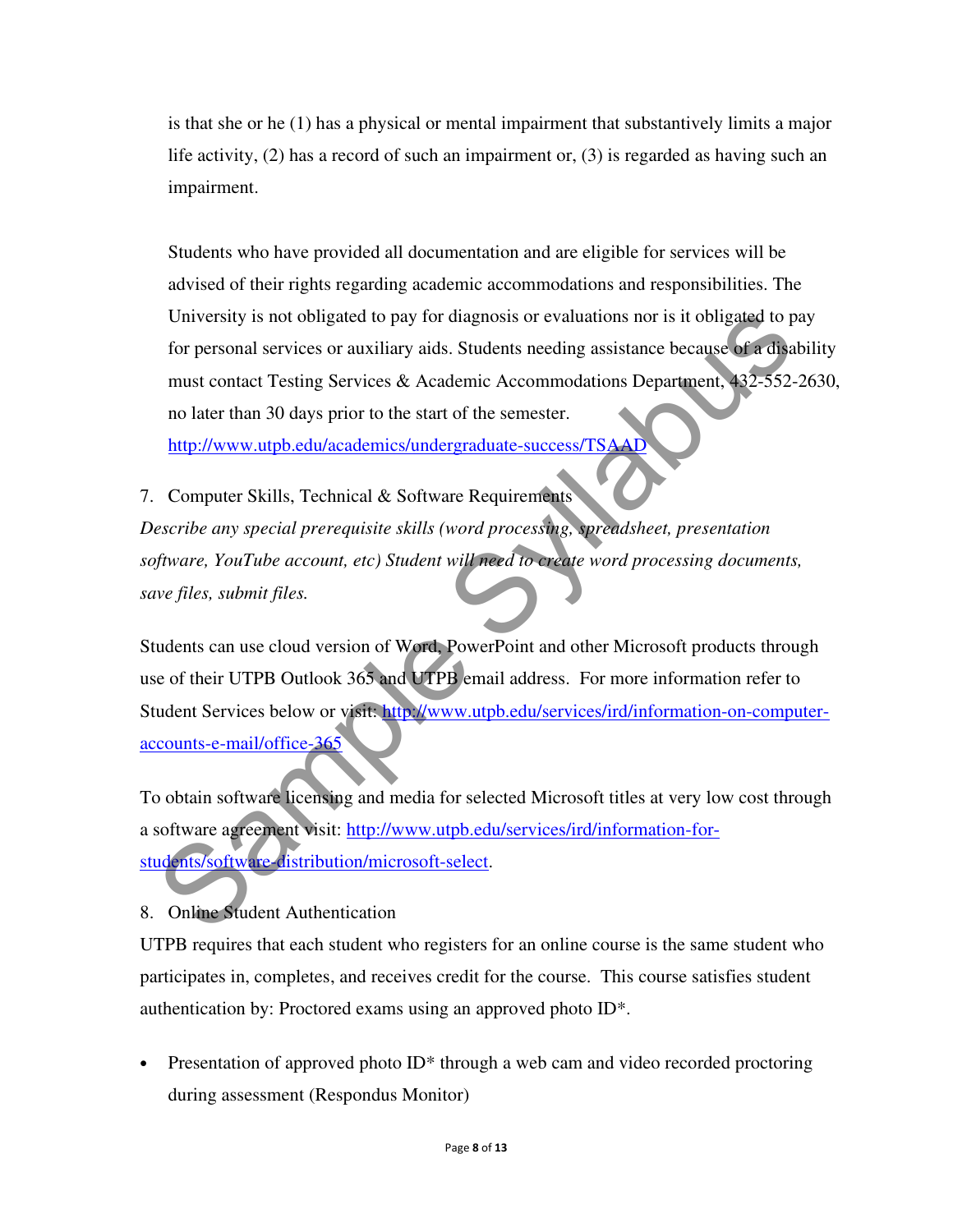is that she or he (1) has a physical or mental impairment that substantively limits a major life activity, (2) has a record of such an impairment or, (3) is regarded as having such an impairment.

Students who have provided all documentation and are eligible for services will be advised of their rights regarding academic accommodations and responsibilities. The University is not obligated to pay for diagnosis or evaluations nor is it obligated to pay for personal services or auxiliary aids. Students needing assistance because of a disability must contact Testing Services & Academic Accommodations Department, 432-552-2630, no later than 30 days prior to the start of the semester. [http://www.utpb.edu/academics/undergraduate-success/TSAAD](http://www.utpb.edu/academics/undergraduate-success/TSAAD)

7. Computer Skills, Technical & Software Requirements

*Describe any special prerequisite skills (word processing, spreadsheet, presentation software, YouTube account, etc) Student will need to create word processing documents, save files, submit files.*

Students can use cloud version of Word, PowerPoint and other Microsoft products through use of their UTPB Outlook 365 and UTPB email address. For more information refer to Student Services below or visit: [http://www.utpb.edu/services/ird/information-on-computer-accounts-e-mail/office-365](http://www.utpb.edu/services/ird/information-on-computer-accounts-e-mail/office-365)

To obtain software licensing and media for selected Microsoft titles at very low cost through a software agreement visit: [http://www.utpb.edu/services/ird/information-for-students/software-distribution/microsoft-select](http://www.utpb.edu/services/ird/information-for-students/software-distribution/microsoft-select).

8. Online Student Authentication

UTPB requires that each student who registers for an online course is the same student who participates in, completes, and receives credit for the course. This course satisfies student authentication by: Proctored exams using an approved photo ID*.

- Presentation of approved photo ID* through a web cam and video recorded proctoring during assessment (Respondus Monitor)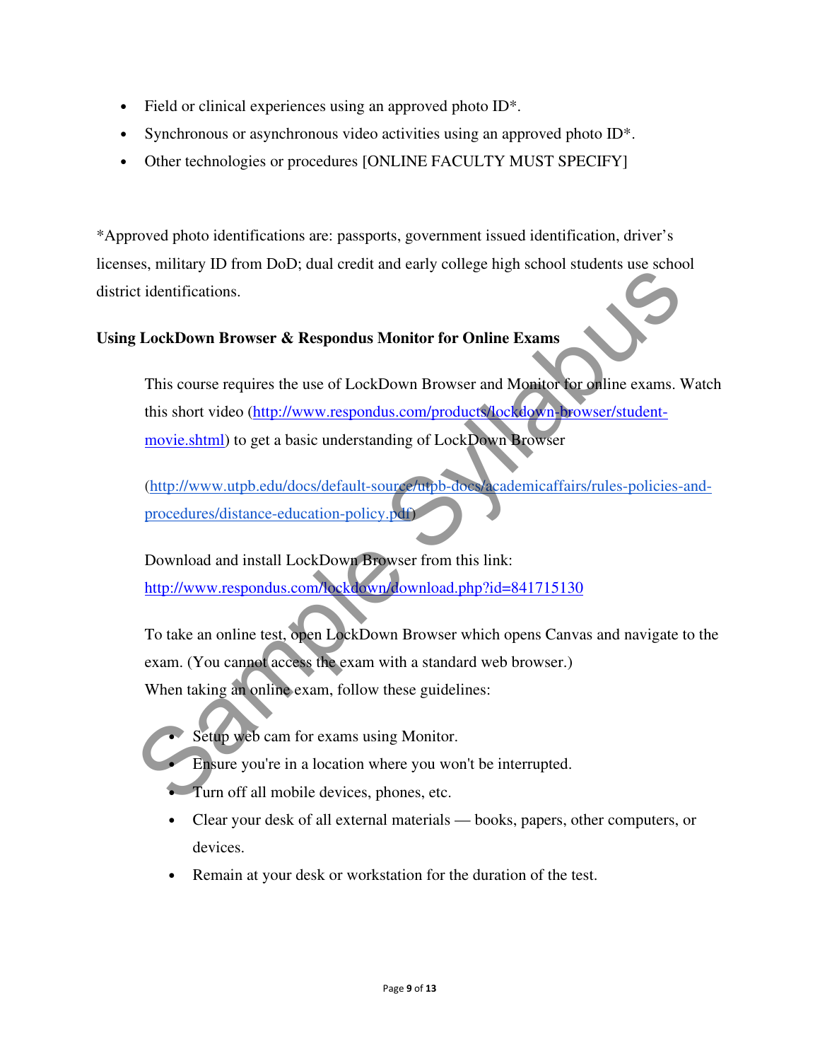- Field or clinical experiences using an approved photo ID*.
- Synchronous or asynchronous video activities using an approved photo ID*.
- Other technologies or procedures [ONLINE FACULTY MUST SPECIFY]

*Approved photo identifications are: passports, government issued identification, driver's licenses, military ID from DoD; dual credit and early college high school students use school district identifications.

**Using LockDown Browser & Respondus Monitor for Online Exams**

This course requires the use of LockDown Browser and Monitor for online exams. Watch this short video (http://www.respondus.com/products/lockdown-browser/student-movie.shtml) to get a basic understanding of LockDown Browser

(http://www.utpb.edu/docs/default-source/utpb-docs/academicaffairs/rules-policies-and-procedures/distance-education-policy.pdf)

Download and install LockDown Browser from this link: http://www.respondus.com/lockdown/download.php?id=841715130

To take an online test, open LockDown Browser which opens Canvas and navigate to the exam. (You cannot access the exam with a standard web browser.)
When taking an online exam, follow these guidelines:

- Setup web cam for exams using Monitor.
- Ensure you're in a location where you won't be interrupted.
- Turn off all mobile devices, phones, etc.
- Clear your desk of all external materials — books, papers, other computers, or devices.
- Remain at your desk or workstation for the duration of the test.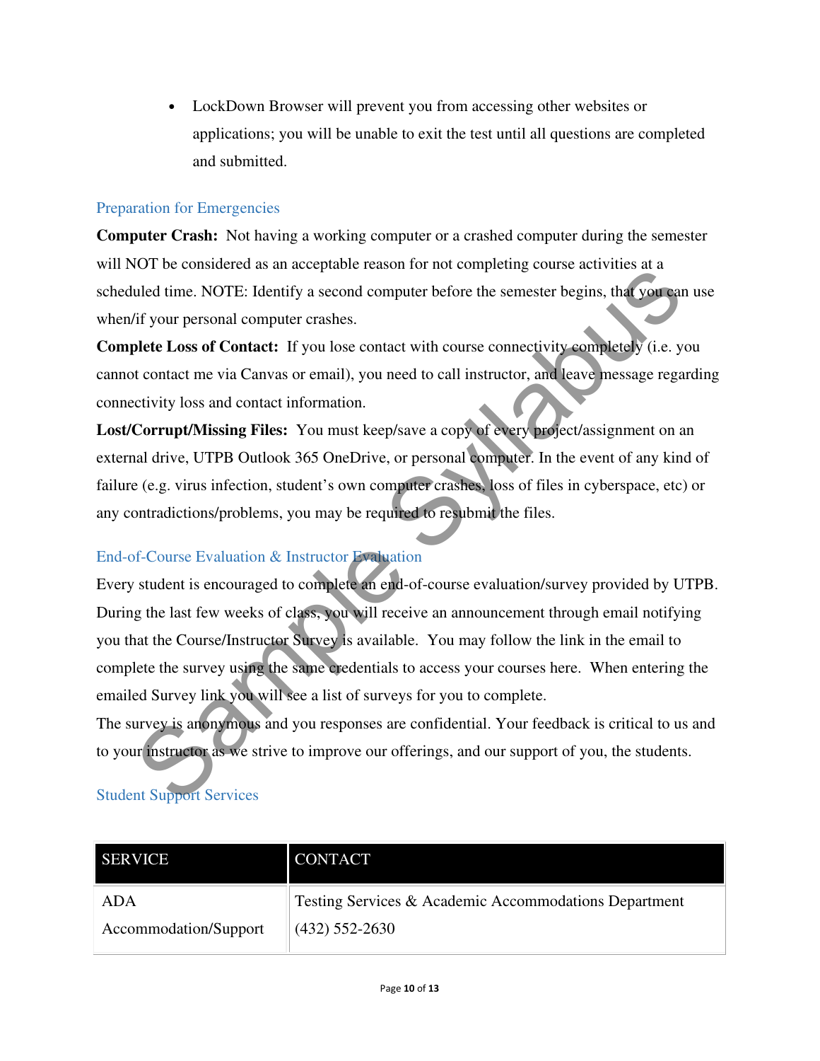- LockDown Browser will prevent you from accessing other websites or applications; you will be unable to exit the test until all questions are completed and submitted.

## Preparation for Emergencies

**Computer Crash:** Not having a working computer or a crashed computer during the semester will NOT be considered as an acceptable reason for not completing course activities at a scheduled time. NOTE: Identify a second computer before the semester begins, that you can use when/if your personal computer crashes.

**Complete Loss of Contact:** If you lose contact with course connectivity completely (i.e. you cannot contact me via Canvas or email), you need to call instructor, and leave message regarding connectivity loss and contact information.

**Lost/Corrupt/Missing Files:** You must keep/save a copy of every project/assignment on an external drive, UTPB Outlook 365 OneDrive, or personal computer. In the event of any kind of failure (e.g. virus infection, student's own computer crashes, loss of files in cyberspace, etc) or any contradictions/problems, you may be required to resubmit the files.

## End-of-Course Evaluation & Instructor Evaluation

Every student is encouraged to complete an end-of-course evaluation/survey provided by UTPB. During the last few weeks of class, you will receive an announcement through email notifying you that the Course/Instructor Survey is available. You may follow the link in the email to complete the survey using the same credentials to access your courses here. When entering the emailed Survey link you will see a list of surveys for you to complete.

The survey is anonymous and you responses are confidential. Your feedback is critical to us and to your instructor as we strive to improve our offerings, and our support of you, the students.

## Student Support Services

| SERVICE | CONTACT |
|---|---|
| ADA Accommodation/Support | Testing Services & Academic Accommodations Department (432) 552-2630 |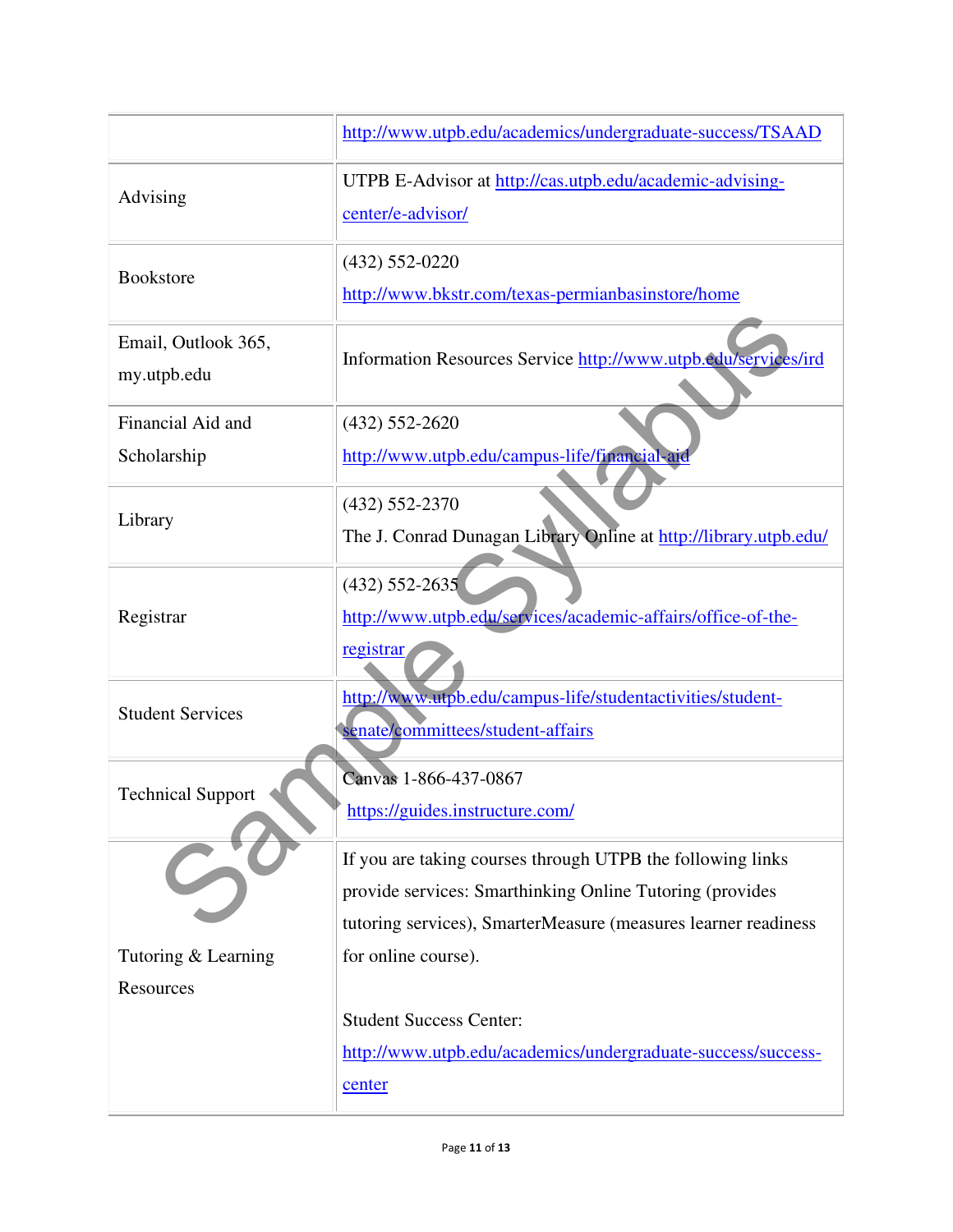| | |
|---|---|
| | http://www.utpb.edu/academics/undergraduate-success/TSAAD |
| Advising | UTPB E-Advisor at http://cas.utpb.edu/academic-advising-center/e-advisor/ |
| Bookstore | (432) 552-0220<br>http://www.bkstr.com/texas-permianbasinstore/home |
| Email, Outlook 365, my.utpb.edu | Information Resources Service http://www.utpb.edu/services/ird |
| Financial Aid and Scholarship | (432) 552-2620<br>http://www.utpb.edu/campus-life/financial-aid |
| Library | (432) 552-2370<br>The J. Conrad Dunagan Library Online at http://library.utpb.edu/ |
| Registrar | (432) 552-2635<br>http://www.utpb.edu/services/academic-affairs/office-of-the-registrar |
| Student Services | http://www.utpb.edu/campus-life/studentactivities/student-senate/committees/student-affairs |
| Technical Support | Canvas 1-866-437-0867<br>https://guides.instructure.com/ |
| Tutoring & Learning Resources | If you are taking courses through UTPB the following links provide services: Smarthinking Online Tutoring (provides tutoring services), SmarterMeasure (measures learner readiness for online course).<br><br>Student Success Center:<br>http://www.utpb.edu/academics/undergraduate-success/success-center |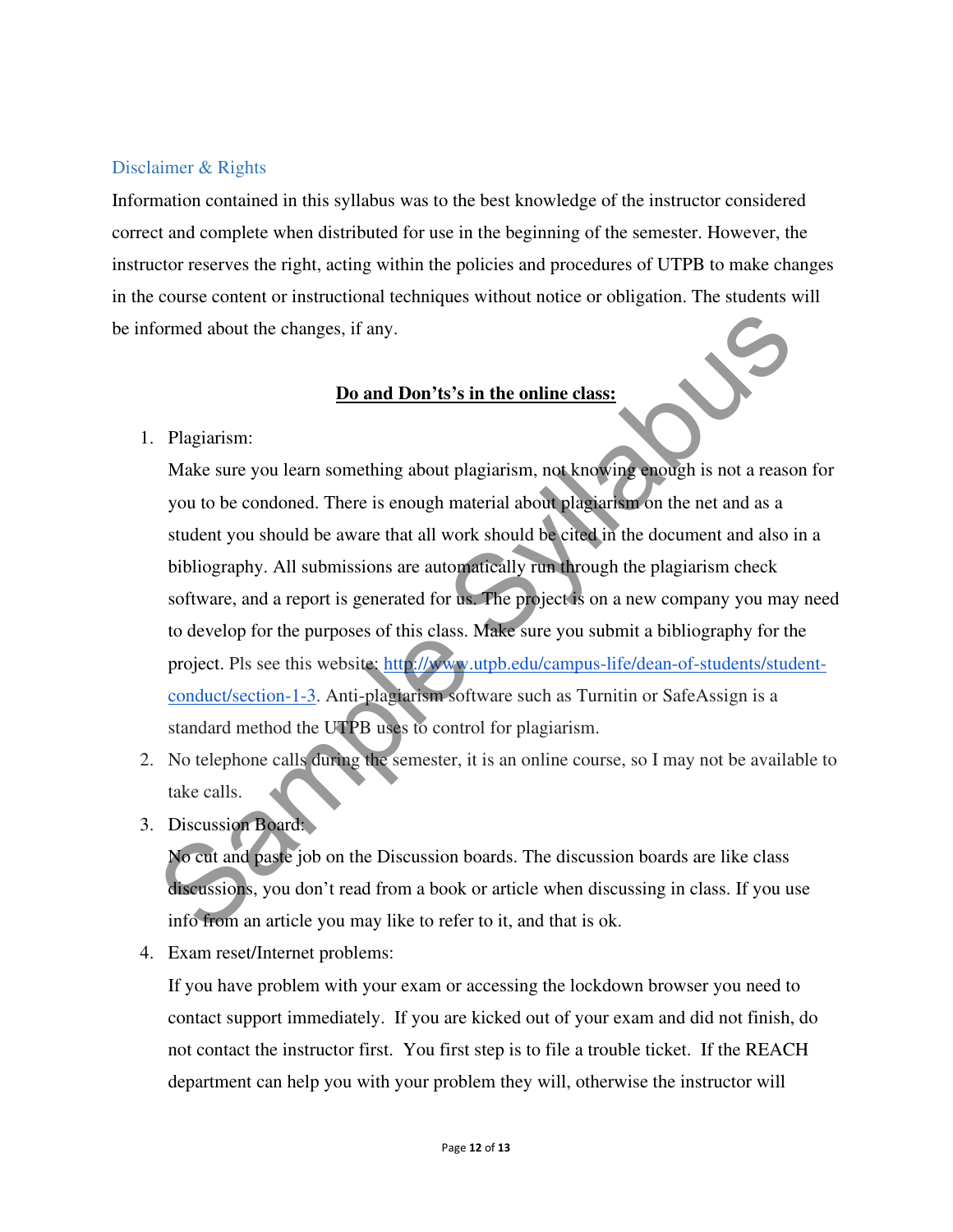## Disclaimer & Rights

Information contained in this syllabus was to the best knowledge of the instructor considered correct and complete when distributed for use in the beginning of the semester. However, the instructor reserves the right, acting within the policies and procedures of UTPB to make changes in the course content or instructional techniques without notice or obligation. The students will be informed about the changes, if any.

**Do and Don'ts's in the online class:**

1. Plagiarism:
   Make sure you learn something about plagiarism, not knowing enough is not a reason for you to be condoned. There is enough material about plagiarism on the net and as a student you should be aware that all work should be cited in the document and also in a bibliography. All submissions are automatically run through the plagiarism check software, and a report is generated for us. The project is on a new company you may need to develop for the purposes of this class. Make sure you submit a bibliography for the project. Pls see this website: [http://www.utpb.edu/campus-life/dean-of-students/student-conduct/section-1-3](http://www.utpb.edu/campus-life/dean-of-students/student-conduct/section-1-3). Anti-plagiarism software such as Turnitin or SafeAssign is a standard method the UTPB uses to control for plagiarism.
2. No telephone calls during the semester, it is an online course, so I may not be available to take calls.
3. Discussion Board:
   No cut and paste job on the Discussion boards. The discussion boards are like class discussions, you don't read from a book or article when discussing in class. If you use info from an article you may like to refer to it, and that is ok.
4. Exam reset/Internet problems:
   If you have problem with your exam or accessing the lockdown browser you need to contact support immediately. If you are kicked out of your exam and did not finish, do not contact the instructor first. You first step is to file a trouble ticket. If the REACH department can help you with your problem they will, otherwise the instructor will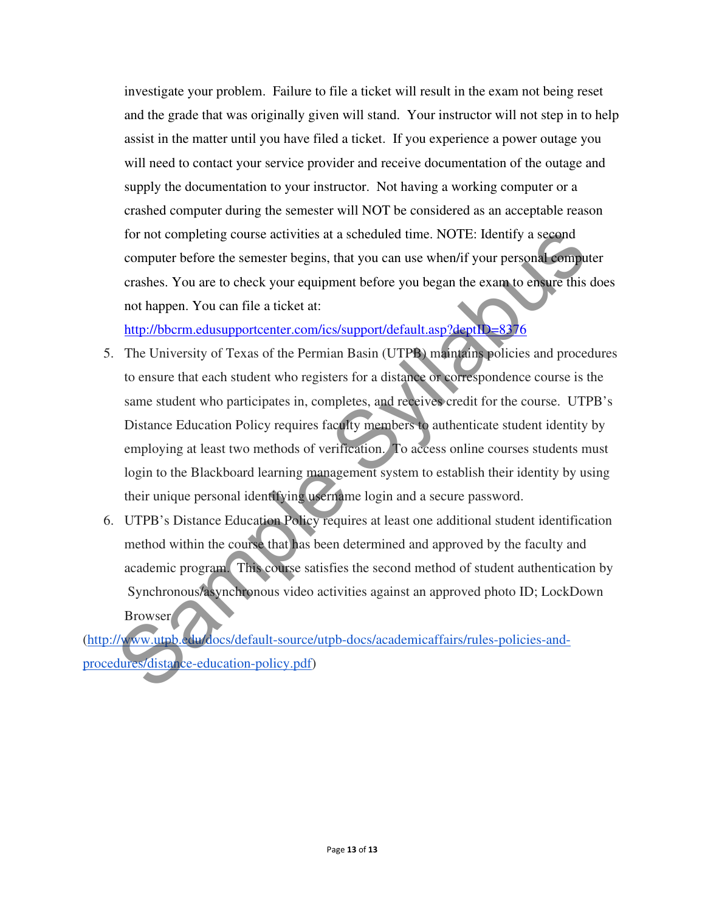investigate your problem. Failure to file a ticket will result in the exam not being reset and the grade that was originally given will stand. Your instructor will not step in to help assist in the matter until you have filed a ticket. If you experience a power outage you will need to contact your service provider and receive documentation of the outage and supply the documentation to your instructor. Not having a working computer or a crashed computer during the semester will NOT be considered as an acceptable reason for not completing course activities at a scheduled time. NOTE: Identify a second computer before the semester begins, that you can use when/if your personal computer crashes. You are to check your equipment before you began the exam to ensure this does not happen. You can file a ticket at: [http://bbcrm.edusupportcenter.com/ics/support/default.asp?deptID=8376](http://bbcrm.edusupportcenter.com/ics/support/default.asp?deptID=8376)

5. The University of Texas of the Permian Basin (UTPB) maintains policies and procedures to ensure that each student who registers for a distance or correspondence course is the same student who participates in, completes, and receives credit for the course. UTPB's Distance Education Policy requires faculty members to authenticate student identity by employing at least two methods of verification. To access online courses students must login to the Blackboard learning management system to establish their identity by using their unique personal identifying username login and a secure password.
6. UTPB's Distance Education Policy requires at least one additional student identification method within the course that has been determined and approved by the faculty and academic program. This course satisfies the second method of student authentication by Synchronous/asynchronous video activities against an approved photo ID; LockDown Browser

([http://www.utpb.edu/docs/default-source/utpb-docs/academicaffairs/rules-policies-and-procedures/distance-education-policy.pdf](http://www.utpb.edu/docs/default-source/utpb-docs/academicaffairs/rules-policies-and-procedures/distance-education-policy.pdf))